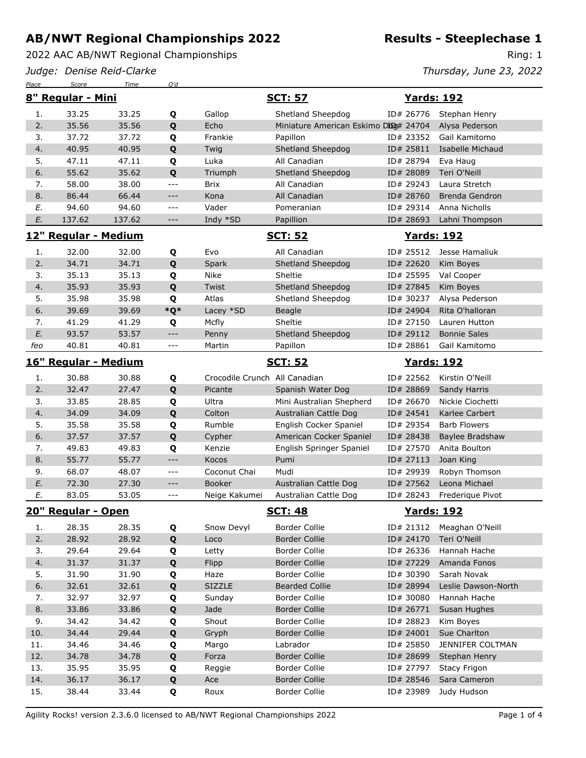# AB/NWT Regional Championships 2022

## Results - Steeplechase 1

2022 AAC AB/NWT Regional Championships

Ring: 1

*Judge: Denise Reid-Clarke*

*Thursday, June 23, 2022*

### 8" Regular - Mini — SCT: 57 — Yards: 192

| Place | Score | Time | Q'd | Dog | Breed | ID | Handler |
|---|---|---|---|---|---|---|---|
| 1. | 33.25 | 33.25 | **Q** | Gallop | Shetland Sheepdog | ID# 26776 | Stephan Henry |
| 2. | 35.56 | 35.56 | **Q** | Echo | Miniature American Eskimo Dog | ID# 24704 | Alysa Pederson |
| 3. | 37.72 | 37.72 | **Q** | Frankie | Papillon | ID# 23352 | Gail Kamitomo |
| 4. | 40.95 | 40.95 | **Q** | Twig | Shetland Sheepdog | ID# 25811 | Isabelle Michaud |
| 5. | 47.11 | 47.11 | **Q** | Luka | All Canadian | ID# 28794 | Eva Haug |
| 6. | 55.62 | 35.62 | **Q** | Triumph | Shetland Sheepdog | ID# 28089 | Teri O'Neill |
| 7. | 58.00 | 38.00 | --- | Brix | All Canadian | ID# 29243 | Laura Stretch |
| 8. | 86.44 | 66.44 | --- | Kona | All Canadian | ID# 28760 | Brenda Gendron |
| *E.* | 94.60 | 94.60 | --- | Vader | Pomeranian | ID# 29314 | Anna Nicholls |
| *E.* | 137.62 | 137.62 | --- | Indy *SD | Papillion | ID# 28693 | Lahni Thompson |

### 12" Regular - Medium — SCT: 52 — Yards: 192

| Place | Score | Time | Q'd | Dog | Breed | ID | Handler |
|---|---|---|---|---|---|---|---|
| 1. | 32.00 | 32.00 | **Q** | Evo | All Canadian | ID# 25512 | Jesse Hamaliuk |
| 2. | 34.71 | 34.71 | **Q** | Spark | Shetland Sheepdog | ID# 22620 | Kim Boyes |
| 3. | 35.13 | 35.13 | **Q** | Nike | Sheltie | ID# 25595 | Val Cooper |
| 4. | 35.93 | 35.93 | **Q** | Twist | Shetland Sheepdog | ID# 27845 | Kim Boyes |
| 5. | 35.98 | 35.98 | **Q** | Atlas | Shetland Sheepdog | ID# 30237 | Alysa Pederson |
| 6. | 39.69 | 39.69 | **\*Q\*** | Lacey *SD | Beagle | ID# 24904 | Rita O'halloran |
| 7. | 41.29 | 41.29 | **Q** | Mcfly | Sheltie | ID# 27150 | Lauren Hutton |
| *E.* | 93.57 | 53.57 | --- | Penny | Shetland Sheepdog | ID# 29112 | Bonnie Sales |
| *feo* | 40.81 | 40.81 | --- | Martin | Papillon | ID# 28861 | Gail Kamitomo |

### 16" Regular - Medium — SCT: 52 — Yards: 192

| Place | Score | Time | Q'd | Dog | Breed | ID | Handler |
|---|---|---|---|---|---|---|---|
| 1. | 30.88 | 30.88 | **Q** | Crocodile Crunch | All Canadian | ID# 22562 | Kirstin O'Neill |
| 2. | 32.47 | 27.47 | **Q** | Picante | Spanish Water Dog | ID# 28869 | Sandy Harris |
| 3. | 33.85 | 28.85 | **Q** | Ultra | Mini Australian Shepherd | ID# 26670 | Nickie Ciochetti |
| 4. | 34.09 | 34.09 | **Q** | Colton | Australian Cattle Dog | ID# 24541 | Karlee Carbert |
| 5. | 35.58 | 35.58 | **Q** | Rumble | English Cocker Spaniel | ID# 29354 | Barb Flowers |
| 6. | 37.57 | 37.57 | **Q** | Cypher | American Cocker Spaniel | ID# 28438 | Baylee Bradshaw |
| 7. | 49.83 | 49.83 | **Q** | Kenzie | English Springer Spaniel | ID# 27570 | Anita Boulton |
| 8. | 55.77 | 55.77 | --- | Kocos | Pumi | ID# 27113 | Joan King |
| 9. | 68.07 | 48.07 | --- | Coconut Chai | Mudi | ID# 29939 | Robyn Thomson |
| *E.* | 72.30 | 27.30 | --- | Booker | Australian Cattle Dog | ID# 27562 | Leona Michael |
| *E.* | 83.05 | 53.05 | --- | Neige Kakumei | Australian Cattle Dog | ID# 28243 | Frederique Pivot |

### 20" Regular - Open — SCT: 48 — Yards: 192

| Place | Score | Time | Q'd | Dog | Breed | ID | Handler |
|---|---|---|---|---|---|---|---|
| 1. | 28.35 | 28.35 | **Q** | Snow Devyl | Border Collie | ID# 21312 | Meaghan O'Neill |
| 2. | 28.92 | 28.92 | **Q** | Loco | Border Collie | ID# 24170 | Teri O'Neill |
| 3. | 29.64 | 29.64 | **Q** | Letty | Border Collie | ID# 26336 | Hannah Hache |
| 4. | 31.37 | 31.37 | **Q** | Flipp | Border Collie | ID# 27229 | Amanda Fonos |
| 5. | 31.90 | 31.90 | **Q** | Haze | Border Collie | ID# 30390 | Sarah Novak |
| 6. | 32.61 | 32.61 | **Q** | SIZZLE | Bearded Collie | ID# 28994 | Leslie Dawson-North |
| 7. | 32.97 | 32.97 | **Q** | Sunday | Border Collie | ID# 30080 | Hannah Hache |
| 8. | 33.86 | 33.86 | **Q** | Jade | Border Collie | ID# 26771 | Susan Hughes |
| 9. | 34.42 | 34.42 | **Q** | Shout | Border Collie | ID# 28823 | Kim Boyes |
| 10. | 34.44 | 29.44 | **Q** | Gryph | Border Collie | ID# 24001 | Sue Charlton |
| 11. | 34.46 | 34.46 | **Q** | Margo | Labrador | ID# 25850 | JENNIFER COLTMAN |
| 12. | 34.78 | 34.78 | **Q** | Forza | Border Collie | ID# 28699 | Stephan Henry |
| 13. | 35.95 | 35.95 | **Q** | Reggie | Border Collie | ID# 27797 | Stacy Frigon |
| 14. | 36.17 | 36.17 | **Q** | Ace | Border Collie | ID# 28546 | Sara Cameron |
| 15. | 38.44 | 33.44 | **Q** | Roux | Border Collie | ID# 23989 | Judy Hudson |

Agility Rocks! version 2.3.6.0 licensed to AB/NWT Regional Championships 2022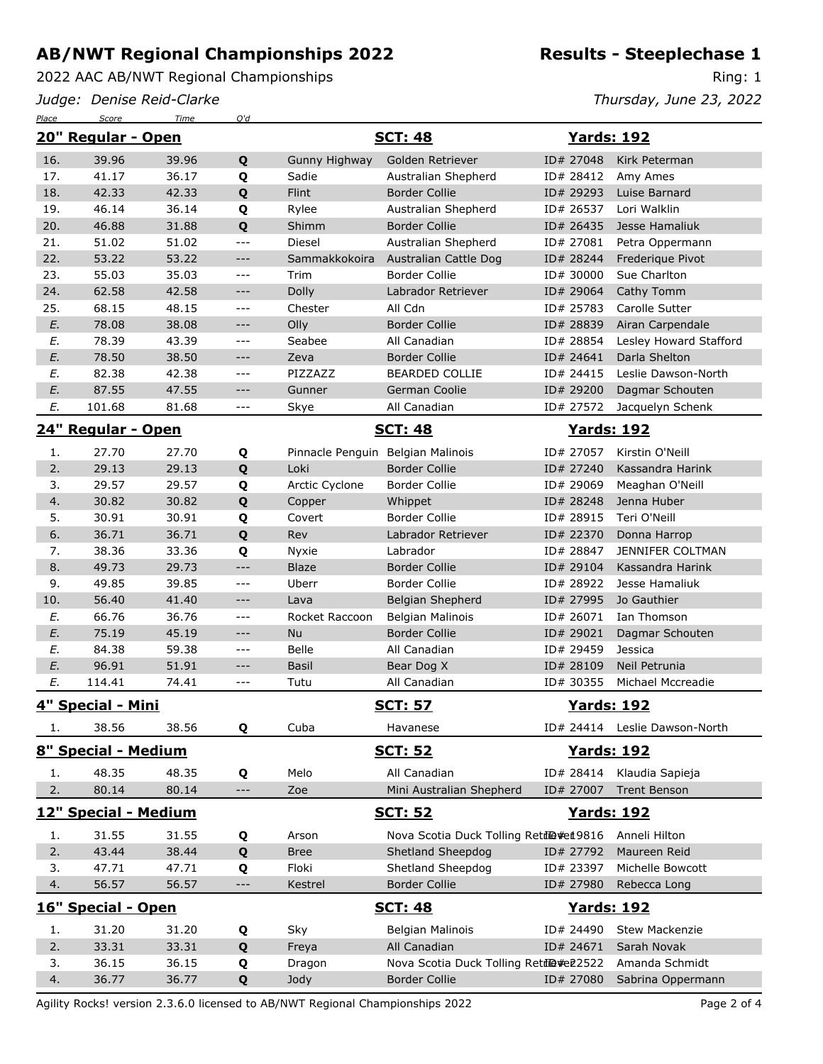# AB/NWT Regional Championships 2022

**Results - Steeplechase 1**

2022 AAC AB/NWT Regional Championships

Ring: 1

*Judge: Denise Reid-Clarke*

*Thursday, June 23, 2022*

## 20" Regular - Open

**SCT: 48** **Yards: 192**

| Place | Score | Time | Q'd | | | | |
|---|---|---|---|---|---|---|---|
| 16. | 39.96 | 39.96 | Q | Gunny Highway | Golden Retriever | ID# 27048 | Kirk Peterman |
| 17. | 41.17 | 36.17 | Q | Sadie | Australian Shepherd | ID# 28412 | Amy Ames |
| 18. | 42.33 | 42.33 | Q | Flint | Border Collie | ID# 29293 | Luise Barnard |
| 19. | 46.14 | 36.14 | Q | Rylee | Australian Shepherd | ID# 26537 | Lori Walklin |
| 20. | 46.88 | 31.88 | Q | Shimm | Border Collie | ID# 26435 | Jesse Hamaliuk |
| 21. | 51.02 | 51.02 | --- | Diesel | Australian Shepherd | ID# 27081 | Petra Oppermann |
| 22. | 53.22 | 53.22 | --- | Sammakkokoira | Australian Cattle Dog | ID# 28244 | Frederique Pivot |
| 23. | 55.03 | 35.03 | --- | Trim | Border Collie | ID# 30000 | Sue Charlton |
| 24. | 62.58 | 42.58 | --- | Dolly | Labrador Retriever | ID# 29064 | Cathy Tomm |
| 25. | 68.15 | 48.15 | --- | Chester | All Cdn | ID# 25783 | Carolle Sutter |
| E. | 78.08 | 38.08 | --- | Olly | Border Collie | ID# 28839 | Airan Carpendale |
| E. | 78.39 | 43.39 | --- | Seabee | All Canadian | ID# 28854 | Lesley Howard Stafford |
| E. | 78.50 | 38.50 | --- | Zeva | Border Collie | ID# 24641 | Darla Shelton |
| E. | 82.38 | 42.38 | --- | PIZZAZZ | BEARDED COLLIE | ID# 24415 | Leslie Dawson-North |
| E. | 87.55 | 47.55 | --- | Gunner | German Coolie | ID# 29200 | Dagmar Schouten |
| E. | 101.68 | 81.68 | --- | Skye | All Canadian | ID# 27572 | Jacquelyn Schenk |

## 24" Regular - Open

**SCT: 48** **Yards: 192**

| Place | Score | Time | Q'd | | | | |
|---|---|---|---|---|---|---|---|
| 1. | 27.70 | 27.70 | Q | Pinnacle Penguin | Belgian Malinois | ID# 27057 | Kirstin O'Neill |
| 2. | 29.13 | 29.13 | Q | Loki | Border Collie | ID# 27240 | Kassandra Harink |
| 3. | 29.57 | 29.57 | Q | Arctic Cyclone | Border Collie | ID# 29069 | Meaghan O'Neill |
| 4. | 30.82 | 30.82 | Q | Copper | Whippet | ID# 28248 | Jenna Huber |
| 5. | 30.91 | 30.91 | Q | Covert | Border Collie | ID# 28915 | Teri O'Neill |
| 6. | 36.71 | 36.71 | Q | Rev | Labrador Retriever | ID# 22370 | Donna Harrop |
| 7. | 38.36 | 33.36 | Q | Nyxie | Labrador | ID# 28847 | JENNIFER COLTMAN |
| 8. | 49.73 | 29.73 | --- | Blaze | Border Collie | ID# 29104 | Kassandra Harink |
| 9. | 49.85 | 39.85 | --- | Uberr | Border Collie | ID# 28922 | Jesse Hamaliuk |
| 10. | 56.40 | 41.40 | --- | Lava | Belgian Shepherd | ID# 27995 | Jo Gauthier |
| E. | 66.76 | 36.76 | --- | Rocket Raccoon | Belgian Malinois | ID# 26071 | Ian Thomson |
| E. | 75.19 | 45.19 | --- | Nu | Border Collie | ID# 29021 | Dagmar Schouten |
| E. | 84.38 | 59.38 | --- | Belle | All Canadian | ID# 29459 | Jessica |
| E. | 96.91 | 51.91 | --- | Basil | Bear Dog X | ID# 28109 | Neil Petrunia |
| E. | 114.41 | 74.41 | --- | Tutu | All Canadian | ID# 30355 | Michael Mccreadie |

## 4" Special - Mini

**SCT: 57** **Yards: 192**

| Place | Score | Time | Q'd | | | | |
|---|---|---|---|---|---|---|---|
| 1. | 38.56 | 38.56 | Q | Cuba | Havanese | ID# 24414 | Leslie Dawson-North |

## 8" Special - Medium

**SCT: 52** **Yards: 192**

| Place | Score | Time | Q'd | | | | |
|---|---|---|---|---|---|---|---|
| 1. | 48.35 | 48.35 | Q | Melo | All Canadian | ID# 28414 | Klaudia Sapieja |
| 2. | 80.14 | 80.14 | --- | Zoe | Mini Australian Shepherd | ID# 27007 | Trent Benson |

## 12" Special - Medium

**SCT: 52** **Yards: 192**

| Place | Score | Time | Q'd | | | | |
|---|---|---|---|---|---|---|---|
| 1. | 31.55 | 31.55 | Q | Arson | Nova Scotia Duck Tolling Retriever | ID# 19816 | Anneli Hilton |
| 2. | 43.44 | 38.44 | Q | Bree | Shetland Sheepdog | ID# 27792 | Maureen Reid |
| 3. | 47.71 | 47.71 | Q | Floki | Shetland Sheepdog | ID# 23397 | Michelle Bowcott |
| 4. | 56.57 | 56.57 | --- | Kestrel | Border Collie | ID# 27980 | Rebecca Long |

## 16" Special - Open

**SCT: 48** **Yards: 192**

| Place | Score | Time | Q'd | | | | |
|---|---|---|---|---|---|---|---|
| 1. | 31.20 | 31.20 | Q | Sky | Belgian Malinois | ID# 24490 | Stew Mackenzie |
| 2. | 33.31 | 33.31 | Q | Freya | All Canadian | ID# 24671 | Sarah Novak |
| 3. | 36.15 | 36.15 | Q | Dragon | Nova Scotia Duck Tolling Retriever | ID# 22522 | Amanda Schmidt |
| 4. | 36.77 | 36.77 | Q | Jody | Border Collie | ID# 27080 | Sabrina Oppermann |

Agility Rocks! version 2.3.6.0 licensed to AB/NWT Regional Championships 2022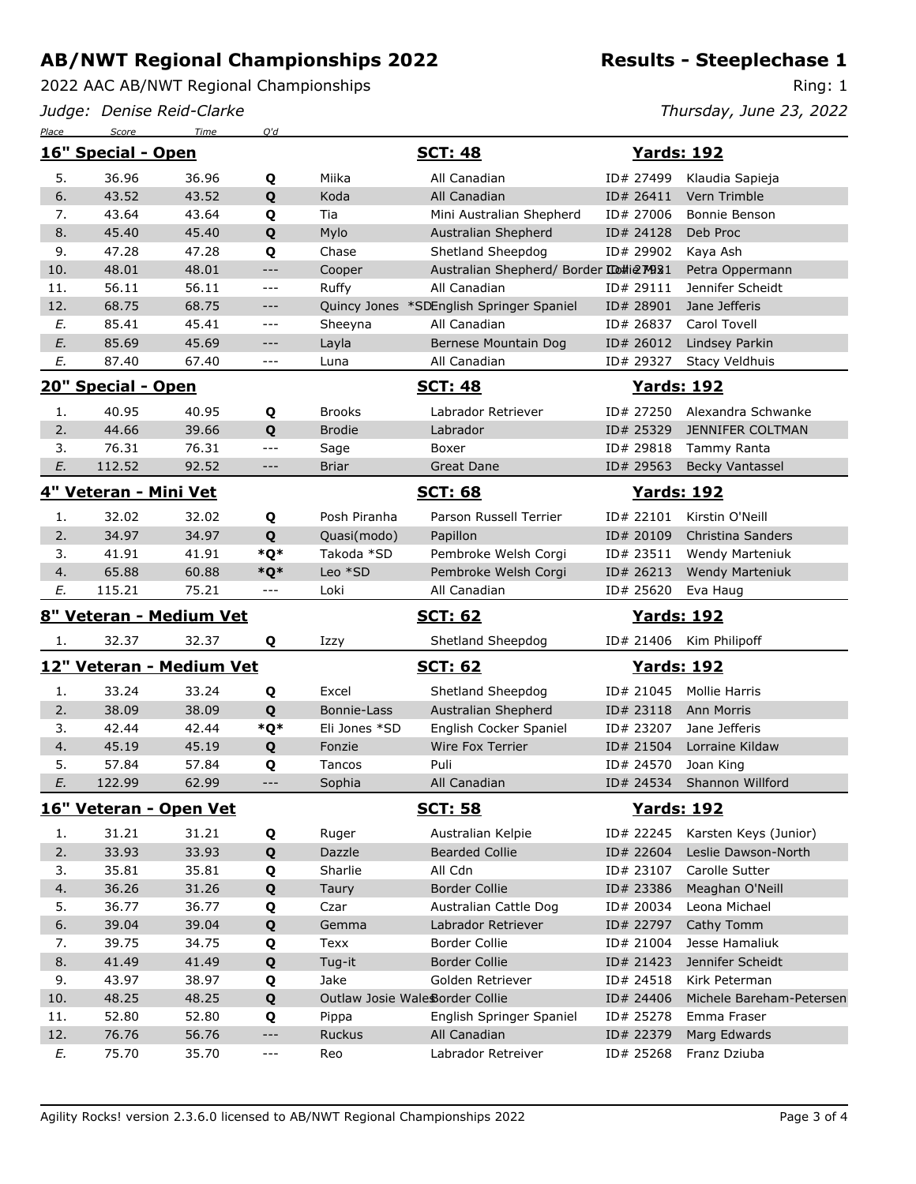# AB/NWT Regional Championships 2022

## Results - Steeplechase 1

2022 AAC AB/NWT Regional Championships

Ring: 1

*Judge: Denise Reid-Clarke*

*Thursday, June 23, 2022*

### 16" Special - Open

**SCT: 48** **Yards: 192**

| Place | Score | Time | Q'd | Dog | Breed | ID | Handler |
|---|---|---|---|---|---|---|---|
| 5. | 36.96 | 36.96 | **Q** | Miika | All Canadian | ID# 27499 | Klaudia Sapieja |
| 6. | 43.52 | 43.52 | **Q** | Koda | All Canadian | ID# 26411 | Vern Trimble |
| 7. | 43.64 | 43.64 | **Q** | Tia | Mini Australian Shepherd | ID# 27006 | Bonnie Benson |
| 8. | 45.40 | 45.40 | **Q** | Mylo | Australian Shepherd | ID# 24128 | Deb Proc |
| 9. | 47.28 | 47.28 | **Q** | Chase | Shetland Sheepdog | ID# 29902 | Kaya Ash |
| 10. | 48.01 | 48.01 | --- | Cooper | Australian Shepherd/ Border Collie | ID# 27981 | Petra Oppermann |
| 11. | 56.11 | 56.11 | --- | Ruffy | All Canadian | ID# 29111 | Jennifer Scheidt |
| 12. | 68.75 | 68.75 | --- | Quincy Jones *SD | English Springer Spaniel | ID# 28901 | Jane Jefferis |
| *E.* | 85.41 | 45.41 | --- | Sheeyna | All Canadian | ID# 26837 | Carol Tovell |
| *E.* | 85.69 | 45.69 | --- | Layla | Bernese Mountain Dog | ID# 26012 | Lindsey Parkin |
| *E.* | 87.40 | 67.40 | --- | Luna | All Canadian | ID# 29327 | Stacy Veldhuis |

### 20" Special - Open

**SCT: 48** **Yards: 192**

| Place | Score | Time | Q'd | Dog | Breed | ID | Handler |
|---|---|---|---|---|---|---|---|
| 1. | 40.95 | 40.95 | **Q** | Brooks | Labrador Retriever | ID# 27250 | Alexandra Schwanke |
| 2. | 44.66 | 39.66 | **Q** | Brodie | Labrador | ID# 25329 | JENNIFER COLTMAN |
| 3. | 76.31 | 76.31 | --- | Sage | Boxer | ID# 29818 | Tammy Ranta |
| *E.* | 112.52 | 92.52 | --- | Briar | Great Dane | ID# 29563 | Becky Vantassel |

### 4" Veteran - Mini Vet

**SCT: 68** **Yards: 192**

| Place | Score | Time | Q'd | Dog | Breed | ID | Handler |
|---|---|---|---|---|---|---|---|
| 1. | 32.02 | 32.02 | **Q** | Posh Piranha | Parson Russell Terrier | ID# 22101 | Kirstin O'Neill |
| 2. | 34.97 | 34.97 | **Q** | Quasi(modo) | Papillon | ID# 20109 | Christina Sanders |
| 3. | 41.91 | 41.91 | ***Q*** | Takoda *SD | Pembroke Welsh Corgi | ID# 23511 | Wendy Marteniuk |
| 4. | 65.88 | 60.88 | ***Q*** | Leo *SD | Pembroke Welsh Corgi | ID# 26213 | Wendy Marteniuk |
| *E.* | 115.21 | 75.21 | --- | Loki | All Canadian | ID# 25620 | Eva Haug |

### 8" Veteran - Medium Vet

**SCT: 62** **Yards: 192**

| Place | Score | Time | Q'd | Dog | Breed | ID | Handler |
|---|---|---|---|---|---|---|---|
| 1. | 32.37 | 32.37 | **Q** | Izzy | Shetland Sheepdog | ID# 21406 | Kim Philipoff |

### 12" Veteran - Medium Vet

**SCT: 62** **Yards: 192**

| Place | Score | Time | Q'd | Dog | Breed | ID | Handler |
|---|---|---|---|---|---|---|---|
| 1. | 33.24 | 33.24 | **Q** | Excel | Shetland Sheepdog | ID# 21045 | Mollie Harris |
| 2. | 38.09 | 38.09 | **Q** | Bonnie-Lass | Australian Shepherd | ID# 23118 | Ann Morris |
| 3. | 42.44 | 42.44 | ***Q*** | Eli Jones *SD | English Cocker Spaniel | ID# 23207 | Jane Jefferis |
| 4. | 45.19 | 45.19 | **Q** | Fonzie | Wire Fox Terrier | ID# 21504 | Lorraine Kildaw |
| 5. | 57.84 | 57.84 | **Q** | Tancos | Puli | ID# 24570 | Joan King |
| *E.* | 122.99 | 62.99 | --- | Sophia | All Canadian | ID# 24534 | Shannon Willford |

### 16" Veteran - Open Vet

**SCT: 58** **Yards: 192**

| Place | Score | Time | Q'd | Dog | Breed | ID | Handler |
|---|---|---|---|---|---|---|---|
| 1. | 31.21 | 31.21 | **Q** | Ruger | Australian Kelpie | ID# 22245 | Karsten Keys (Junior) |
| 2. | 33.93 | 33.93 | **Q** | Dazzle | Bearded Collie | ID# 22604 | Leslie Dawson-North |
| 3. | 35.81 | 35.81 | **Q** | Sharlie | All Cdn | ID# 23107 | Carolle Sutter |
| 4. | 36.26 | 31.26 | **Q** | Taury | Border Collie | ID# 23386 | Meaghan O'Neill |
| 5. | 36.77 | 36.77 | **Q** | Czar | Australian Cattle Dog | ID# 20034 | Leona Michael |
| 6. | 39.04 | 39.04 | **Q** | Gemma | Labrador Retriever | ID# 22797 | Cathy Tomm |
| 7. | 39.75 | 34.75 | **Q** | Texx | Border Collie | ID# 21004 | Jesse Hamaliuk |
| 8. | 41.49 | 41.49 | **Q** | Tug-it | Border Collie | ID# 21423 | Jennifer Scheidt |
| 9. | 43.97 | 38.97 | **Q** | Jake | Golden Retriever | ID# 24518 | Kirk Peterman |
| 10. | 48.25 | 48.25 | **Q** | Outlaw Josie Wales | Border Collie | ID# 24406 | Michele Bareham-Petersen |
| 11. | 52.80 | 52.80 | **Q** | Pippa | English Springer Spaniel | ID# 25278 | Emma Fraser |
| 12. | 76.76 | 56.76 | --- | Ruckus | All Canadian | ID# 22379 | Marg Edwards |
| *E.* | 75.70 | 35.70 | --- | Reo | Labrador Retreiver | ID# 25268 | Franz Dziuba |

Agility Rocks! version 2.3.6.0 licensed to AB/NWT Regional Championships 2022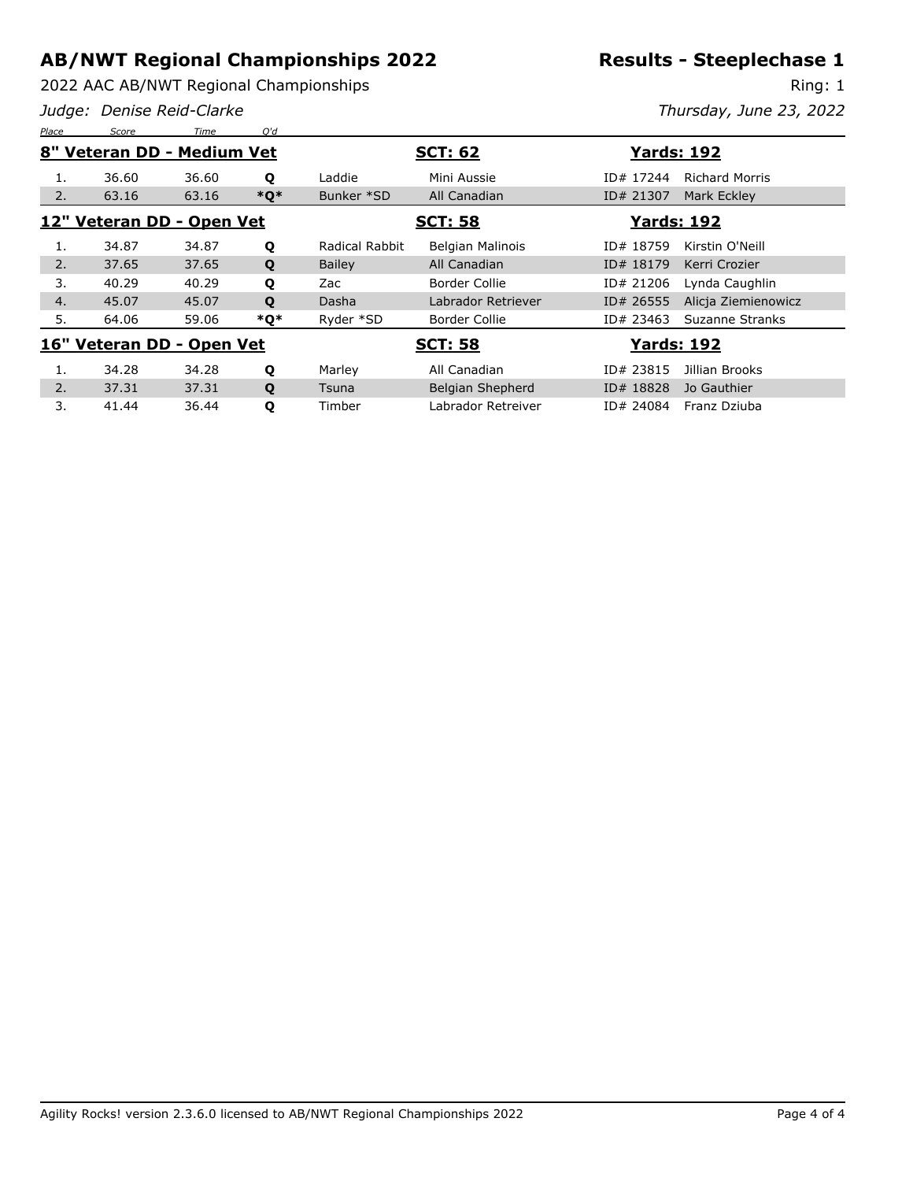# AB/NWT Regional Championships 2022

**Results - Steeplechase 1**

2022 AAC AB/NWT Regional Championships

Ring: 1

*Judge: Denise Reid-Clarke*

*Thursday, June 23, 2022*

## 8" Veteran DD - Medium Vet

**SCT: 62** **Yards: 192**

| Place | Score | Time | Q'd | | | | |
|---|---|---|---|---|---|---|---|
| 1. | 36.60 | 36.60 | **Q** | Laddie | Mini Aussie | ID# 17244 | Richard Morris |
| 2. | 63.16 | 63.16 | ***Q*** | Bunker *SD | All Canadian | ID# 21307 | Mark Eckley |

## 12" Veteran DD - Open Vet

**SCT: 58** **Yards: 192**

| Place | Score | Time | Q'd | | | | |
|---|---|---|---|---|---|---|---|
| 1. | 34.87 | 34.87 | **Q** | Radical Rabbit | Belgian Malinois | ID# 18759 | Kirstin O'Neill |
| 2. | 37.65 | 37.65 | **Q** | Bailey | All Canadian | ID# 18179 | Kerri Crozier |
| 3. | 40.29 | 40.29 | **Q** | Zac | Border Collie | ID# 21206 | Lynda Caughlin |
| 4. | 45.07 | 45.07 | **Q** | Dasha | Labrador Retriever | ID# 26555 | Alicja Ziemienowicz |
| 5. | 64.06 | 59.06 | ***Q*** | Ryder *SD | Border Collie | ID# 23463 | Suzanne Stranks |

## 16" Veteran DD - Open Vet

**SCT: 58** **Yards: 192**

| Place | Score | Time | Q'd | | | | |
|---|---|---|---|---|---|---|---|
| 1. | 34.28 | 34.28 | **Q** | Marley | All Canadian | ID# 23815 | Jillian Brooks |
| 2. | 37.31 | 37.31 | **Q** | Tsuna | Belgian Shepherd | ID# 18828 | Jo Gauthier |
| 3. | 41.44 | 36.44 | **Q** | Timber | Labrador Retreiver | ID# 24084 | Franz Dziuba |

Agility Rocks! version 2.3.6.0 licensed to AB/NWT Regional Championships 2022